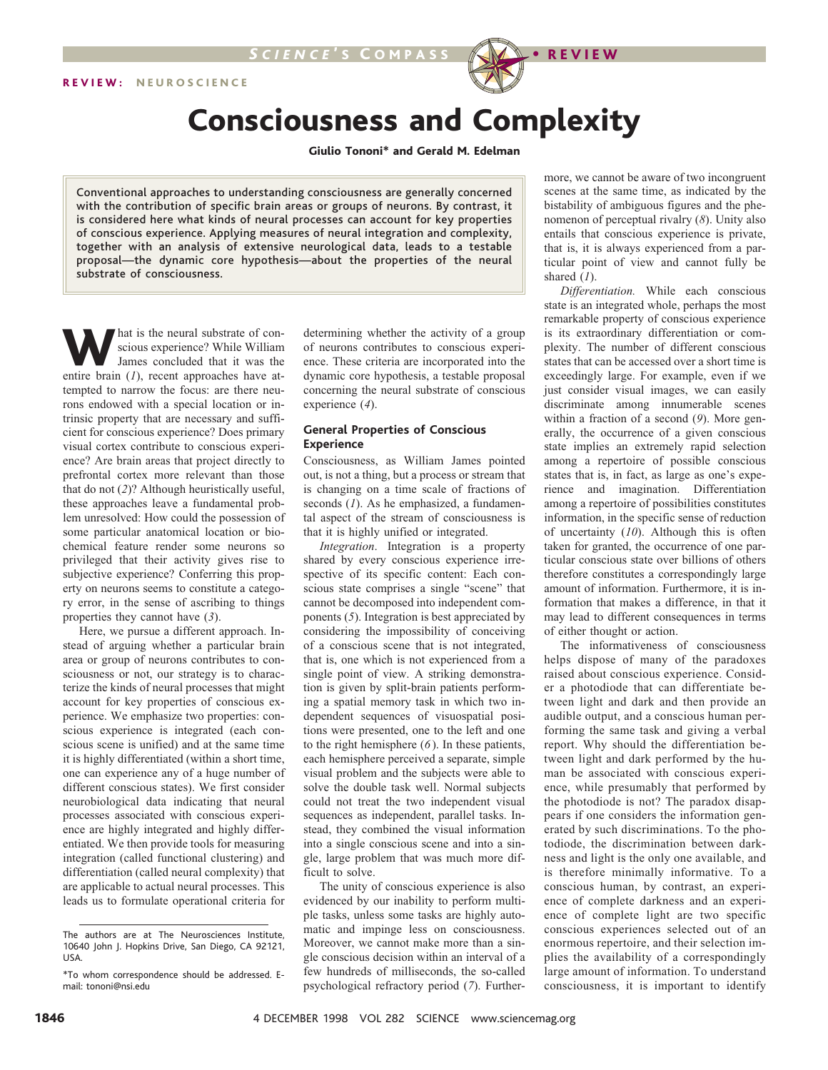REVIEW: NEUROSCIENCE

# Consciousness and Complexity

**Giulio Tononi* and Gerald M. Edelman**

**Conventional approaches to understanding consciousness are generally concerned with the contribution of specific brain areas or groups of neurons. By contrast, it is considered here what kinds of neural processes can account for key properties of conscious experience. Applying measures of neural integration and complexity, together with an analysis of extensive neurological data, leads to a testable proposal—the dynamic core hypothesis—about the properties of the neural substrate of consciousness.**

What is the neural substrate of conscious experience? While William James concluded that it was the entire brain (*1*), recent approaches have attempted to narrow the focus: are there neurons endowed with a special location or intrinsic property that are necessary and sufficient for conscious experience? Does primary visual cortex contribute to conscious experience? Are brain areas that project directly to prefrontal cortex more relevant than those that do not (*2*)? Although heuristically useful, these approaches leave a fundamental problem unresolved: How could the possession of some particular anatomical location or biochemical feature render some neurons so privileged that their activity gives rise to subjective experience? Conferring this property on neurons seems to constitute a category error, in the sense of ascribing to things properties they cannot have (*3*).

Here, we pursue a different approach. Instead of arguing whether a particular brain area or group of neurons contributes to consciousness or not, our strategy is to characterize the kinds of neural processes that might account for key properties of conscious experience. We emphasize two properties: conscious experience is integrated (each conscious scene is unified) and at the same time it is highly differentiated (within a short time, one can experience any of a huge number of different conscious states). We first consider neurobiological data indicating that neural processes associated with conscious experience are highly integrated and highly differentiated. We then provide tools for measuring integration (called functional clustering) and differentiation (called neural complexity) that are applicable to actual neural processes. This leads us to formulate operational criteria for determining whether the activity of a group of neurons contributes to conscious experience. These criteria are incorporated into the dynamic core hypothesis, a testable proposal concerning the neural substrate of conscious experience (*4*).

The authors are at The Neurosciences Institute, 10640 John J. Hopkins Drive, San Diego, CA 92121, USA.

*To whom correspondence should be addressed. E-mail: tononi@nsi.edu

## General Properties of Conscious Experience

Consciousness, as William James pointed out, is not a thing, but a process or stream that is changing on a time scale of fractions of seconds (*1*). As he emphasized, a fundamental aspect of the stream of consciousness is that it is highly unified or integrated.

*Integration*. Integration is a property shared by every conscious experience irrespective of its specific content: Each conscious state comprises a single "scene" that cannot be decomposed into independent components (*5*). Integration is best appreciated by considering the impossibility of conceiving of a conscious scene that is not integrated, that is, one which is not experienced from a single point of view. A striking demonstration is given by split-brain patients performing a spatial memory task in which two independent sequences of visuospatial positions were presented, one to the left and one to the right hemisphere (*6*). In these patients, each hemisphere perceived a separate, simple visual problem and the subjects were able to solve the double task well. Normal subjects could not treat the two independent visual sequences as independent, parallel tasks. Instead, they combined the visual information into a single conscious scene and into a single, large problem that was much more difficult to solve.

The unity of conscious experience is also evidenced by our inability to perform multiple tasks, unless some tasks are highly automatic and impinge less on consciousness. Moreover, we cannot make more than a single conscious decision within an interval of a few hundreds of milliseconds, the so-called psychological refractory period (*7*). Furthermore, we cannot be aware of two incongruent scenes at the same time, as indicated by the bistability of ambiguous figures and the phenomenon of perceptual rivalry (*8*). Unity also entails that conscious experience is private, that is, it is always experienced from a particular point of view and cannot fully be shared (*1*).

*Differentiation.* While each conscious state is an integrated whole, perhaps the most remarkable property of conscious experience is its extraordinary differentiation or complexity. The number of different conscious states that can be accessed over a short time is exceedingly large. For example, even if we just consider visual images, we can easily discriminate among innumerable scenes within a fraction of a second (*9*). More generally, the occurrence of a given conscious state implies an extremely rapid selection among a repertoire of possible conscious states that is, in fact, as large as one's experience and imagination. Differentiation among a repertoire of possibilities constitutes information, in the specific sense of reduction of uncertainty (*10*). Although this is often taken for granted, the occurrence of one particular conscious state over billions of others therefore constitutes a correspondingly large amount of information. Furthermore, it is information that makes a difference, in that it may lead to different consequences in terms of either thought or action.

The informativeness of consciousness helps dispose of many of the paradoxes raised about conscious experience. Consider a photodiode that can differentiate between light and dark and then provide an audible output, and a conscious human performing the same task and giving a verbal report. Why should the differentiation between light and dark performed by the human be associated with conscious experience, while presumably that performed by the photodiode is not? The paradox disappears if one considers the information generated by such discriminations. To the photodiode, the discrimination between darkness and light is the only one available, and is therefore minimally informative. To a conscious human, by contrast, an experience of complete darkness and an experience of complete light are two specific conscious experiences selected out of an enormous repertoire, and their selection implies the availability of a correspondingly large amount of information. To understand consciousness, it is important to identify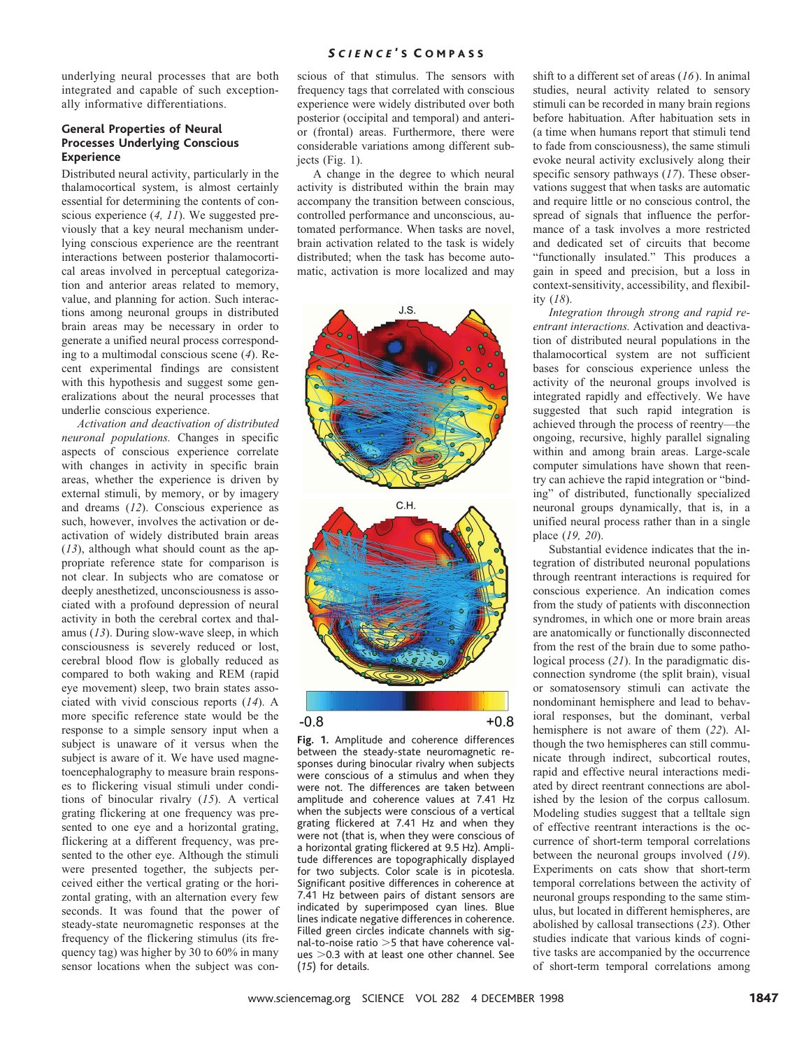underlying neural processes that are both integrated and capable of such exceptionally informative differentiations.

### General Properties of Neural Processes Underlying Conscious Experience

Distributed neural activity, particularly in the thalamocortical system, is almost certainly essential for determining the contents of conscious experience (*4, 11*). We suggested previously that a key neural mechanism underlying conscious experience are the reentrant interactions between posterior thalamocortical areas involved in perceptual categorization and anterior areas related to memory, value, and planning for action. Such interactions among neuronal groups in distributed brain areas may be necessary in order to generate a unified neural process corresponding to a multimodal conscious scene (*4*). Recent experimental findings are consistent with this hypothesis and suggest some generalizations about the neural processes that underlie conscious experience.

*Activation and deactivation of distributed neuronal populations.* Changes in specific aspects of conscious experience correlate with changes in activity in specific brain areas, whether the experience is driven by external stimuli, by memory, or by imagery and dreams (*12*). Conscious experience as such, however, involves the activation or deactivation of widely distributed brain areas (*13*), although what should count as the appropriate reference state for comparison is not clear. In subjects who are comatose or deeply anesthetized, unconsciousness is associated with a profound depression of neural activity in both the cerebral cortex and thalamus (*13*). During slow-wave sleep, in which consciousness is severely reduced or lost, cerebral blood flow is globally reduced as compared to both waking and REM (rapid eye movement) sleep, two brain states associated with vivid conscious reports (*14*). A more specific reference state would be the response to a simple sensory input when a subject is unaware of it versus when the subject is aware of it. We have used magnetoencephalography to measure brain responses to flickering visual stimuli under conditions of binocular rivalry (*15*). A vertical grating flickering at one frequency was presented to one eye and a horizontal grating, flickering at a different frequency, was presented to the other eye. Although the stimuli were presented together, the subjects perceived either the vertical grating or the horizontal grating, with an alternation every few seconds. It was found that the power of steady-state neuromagnetic responses at the frequency of the flickering stimulus (its frequency tag) was higher by 30 to 60% in many sensor locations when the subject was conscious of that stimulus. The sensors with frequency tags that correlated with conscious experience were widely distributed over both posterior (occipital and temporal) and anterior (frontal) areas. Furthermore, there were considerable variations among different subjects (Fig. 1).

A change in the degree to which neural activity is distributed within the brain may accompany the transition between conscious, controlled performance and unconscious, automated performance. When tasks are novel, brain activation related to the task is widely distributed; when the task has become automatic, activation is more localized and may shift to a different set of areas (*16*). In animal studies, neural activity related to sensory stimuli can be recorded in many brain regions before habituation. After habituation sets in (a time when humans report that stimuli tend to fade from consciousness), the same stimuli evoke neural activity exclusively along their specific sensory pathways (*17*). These observations suggest that when tasks are automatic and require little or no conscious control, the spread of signals that influence the performance of a task involves a more restricted and dedicated set of circuits that become "functionally insulated." This produces a gain in speed and precision, but a loss in context-sensitivity, accessibility, and flexibility (*18*).

**Fig. 1.** Amplitude and coherence differences between the steady-state neuromagnetic responses during binocular rivalry when subjects were conscious of a stimulus and when they were not. The differences are taken between amplitude and coherence values at 7.41 Hz when the subjects were conscious of a vertical grating flickered at 7.41 Hz and when they were not (that is, when they were conscious of a horizontal grating flickered at 9.5 Hz). Amplitude differences are topographically displayed for two subjects. Color scale is in picotesla. Significant positive differences in coherence at 7.41 Hz between pairs of distant sensors are indicated by superimposed cyan lines. Blue lines indicate negative differences in coherence. Filled green circles indicate channels with signal-to-noise ratio >5 that have coherence values >0.3 with at least one other channel. See (*15*) for details.

*Integration through strong and rapid reentrant interactions.* Activation and deactivation of distributed neural populations in the thalamocortical system are not sufficient bases for conscious experience unless the activity of the neuronal groups involved is integrated rapidly and effectively. We have suggested that such rapid integration is achieved through the process of reentry—the ongoing, recursive, highly parallel signaling within and among brain areas. Large-scale computer simulations have shown that reentry can achieve the rapid integration or "binding" of distributed, functionally specialized neuronal groups dynamically, that is, in a unified neural process rather than in a single place (*19, 20*).

Substantial evidence indicates that the integration of distributed neuronal populations through reentrant interactions is required for conscious experience. An indication comes from the study of patients with disconnection syndromes, in which one or more brain areas are anatomically or functionally disconnected from the rest of the brain due to some pathological process (*21*). In the paradigmatic disconnection syndrome (the split brain), visual or somatosensory stimuli can activate the nondominant hemisphere and lead to behavioral responses, but the dominant, verbal hemisphere is not aware of them (*22*). Although the two hemispheres can still communicate through indirect, subcortical routes, rapid and effective neural interactions mediated by direct reentrant connections are abolished by the lesion of the corpus callosum. Modeling studies suggest that a telltale sign of effective reentrant interactions is the occurrence of short-term temporal correlations between the neuronal groups involved (*19*). Experiments on cats show that short-term temporal correlations between the activity of neuronal groups responding to the same stimulus, but located in different hemispheres, are abolished by callosal transections (*23*). Other studies indicate that various kinds of cognitive tasks are accompanied by the occurrence of short-term temporal correlations among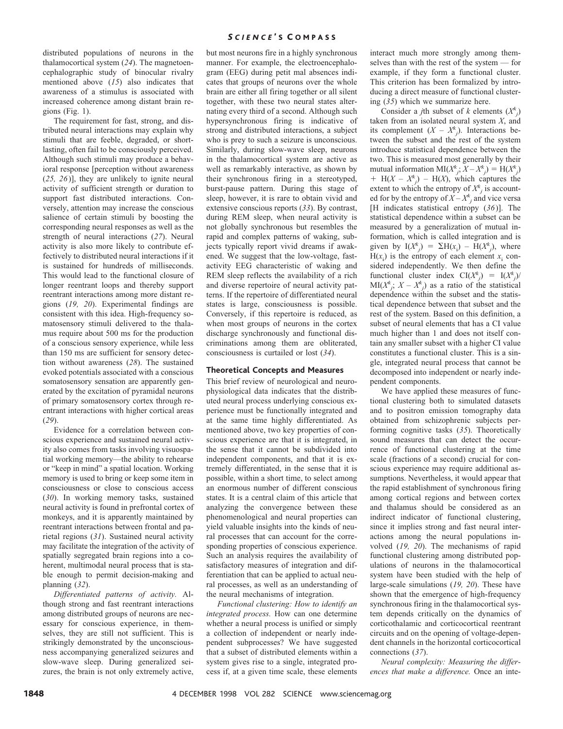distributed populations of neurons in the thalamocortical system (*24*). The magnetoencephalographic study of binocular rivalry mentioned above (*15*) also indicates that awareness of a stimulus is associated with increased coherence among distant brain regions (Fig. 1).

The requirement for fast, strong, and distributed neural interactions may explain why stimuli that are feeble, degraded, or short-lasting, often fail to be consciously perceived. Although such stimuli may produce a behavioral response [perception without awareness (*25, 26*)], they are unlikely to ignite neural activity of sufficient strength or duration to support fast distributed interactions. Conversely, attention may increase the conscious salience of certain stimuli by boosting the corresponding neural responses as well as the strength of neural interactions (*27*). Neural activity is also more likely to contribute effectively to distributed neural interactions if it is sustained for hundreds of milliseconds. This would lead to the functional closure of longer reentrant loops and thereby support reentrant interactions among more distant regions (*19, 20*). Experimental findings are consistent with this idea. High-frequency somatosensory stimuli delivered to the thalamus require about 500 ms for the production of a conscious sensory experience, while less than 150 ms are sufficient for sensory detection without awareness (*28*). The sustained evoked potentials associated with a conscious somatosensory sensation are apparently generated by the excitation of pyramidal neurons of primary somatosensory cortex through reentrant interactions with higher cortical areas (*29*).

Evidence for a correlation between conscious experience and sustained neural activity also comes from tasks involving visuospatial working memory—the ability to rehearse or "keep in mind" a spatial location. Working memory is used to bring or keep some item in consciousness or close to conscious access (*30*). In working memory tasks, sustained neural activity is found in prefrontal cortex of monkeys, and it is apparently maintained by reentrant interactions between frontal and parietal regions (*31*). Sustained neural activity may facilitate the integration of the activity of spatially segregated brain regions into a coherent, multimodal neural process that is stable enough to permit decision-making and planning (*32*).

*Differentiated patterns of activity.* Although strong and fast reentrant interactions among distributed groups of neurons are necessary for conscious experience, in themselves, they are still not sufficient. This is strikingly demonstrated by the unconsciousness accompanying generalized seizures and slow-wave sleep. During generalized seizures, the brain is not only extremely active, but most neurons fire in a highly synchronous manner. For example, the electroencephalogram (EEG) during petit mal absences indicates that groups of neurons over the whole brain are either all firing together or all silent together, with these two neural states alternating every third of a second. Although such hypersynchronous firing is indicative of strong and distributed interactions, a subject who is prey to such a seizure is unconscious. Similarly, during slow-wave sleep, neurons in the thalamocortical system are active as well as remarkably interactive, as shown by their synchronous firing in a stereotyped, burst-pause pattern. During this stage of sleep, however, it is rare to obtain vivid and extensive conscious reports (*33*). By contrast, during REM sleep, when neural activity is not globally synchronous but resembles the rapid and complex patterns of waking, subjects typically report vivid dreams if awakened. We suggest that the low-voltage, fast-activity EEG characteristic of waking and REM sleep reflects the availability of a rich and diverse repertoire of neural activity patterns. If the repertoire of differentiated neural states is large, consciousness is possible. Conversely, if this repertoire is reduced, as when most groups of neurons in the cortex discharge synchronously and functional discriminations among them are obliterated, consciousness is curtailed or lost (*34*).

## Theoretical Concepts and Measures

This brief review of neurological and neurophysiological data indicates that the distributed neural process underlying conscious experience must be functionally integrated and at the same time highly differentiated. As mentioned above, two key properties of conscious experience are that it is integrated, in the sense that it cannot be subdivided into independent components, and that it is extremely differentiated, in the sense that it is possible, within a short time, to select among an enormous number of different conscious states. It is a central claim of this article that analyzing the convergence between these phenomenological and neural properties can yield valuable insights into the kinds of neural processes that can account for the corresponding properties of conscious experience. Such an analysis requires the availability of satisfactory measures of integration and differentiation that can be applied to actual neural processes, as well as an understanding of the neural mechanisms of integration.

*Functional clustering: How to identify an integrated process.* How can one determine whether a neural process is unified or simply a collection of independent or nearly independent subprocesses? We have suggested that a subset of distributed elements within a system gives rise to a single, integrated process if, at a given time scale, these elements interact much more strongly among themselves than with the rest of the system — for example, if they form a functional cluster. This criterion has been formalized by introducing a direct measure of functional clustering (*35*) which we summarize here.

Consider a $j$th subset of $k$ elements ($X^k_j$) taken from an isolated neural system $X$, and its complement ($X - X^k_j$). Interactions between the subset and the rest of the system introduce statistical dependence between the two. This is measured most generally by their mutual information $\mathrm{MI}(X^k_j; X - X^k_j) = \mathrm{H}(X^k_j) + \mathrm{H}(X - X^k_j) - \mathrm{H}(X)$, which captures the extent to which the entropy of $X^k_j$ is accounted for by the entropy of $X - X^k_j$ and vice versa [H indicates statistical entropy (*36*)]. The statistical dependence within a subset can be measured by a generalization of mutual information, which is called integration and is given by $\mathrm{I}(X^k_j) = \Sigma \mathrm{H}(x_i) - \mathrm{H}(X^k_j)$, where $\mathrm{H}(x_i)$ is the entropy of each element $x_i$ considered independently. We then define the functional cluster index $\mathrm{CI}(X^k_j) = \mathrm{I}(X^k_j)/\mathrm{MI}(X^k_j; X - X^k_j)$ as a ratio of the statistical dependence within the subset and the statistical dependence between that subset and the rest of the system. Based on this definition, a subset of neural elements that has a CI value much higher than 1 and does not itself contain any smaller subset with a higher CI value constitutes a functional cluster. This is a single, integrated neural process that cannot be decomposed into independent or nearly independent components.

We have applied these measures of functional clustering both to simulated datasets and to positron emission tomography data obtained from schizophrenic subjects performing cognitive tasks (*35*). Theoretically sound measures that can detect the occurrence of functional clustering at the time scale (fractions of a second) crucial for conscious experience may require additional assumptions. Nevertheless, it would appear that the rapid establishment of synchronous firing among cortical regions and between cortex and thalamus should be considered as an indirect indicator of functional clustering, since it implies strong and fast neural interactions among the neural populations involved (*19, 20*). The mechanisms of rapid functional clustering among distributed populations of neurons in the thalamocortical system have been studied with the help of large-scale simulations (*19, 20*). These have shown that the emergence of high-frequency synchronous firing in the thalamocortical system depends critically on the dynamics of corticothalamic and corticocortical reentrant circuits and on the opening of voltage-dependent channels in the horizontal corticocortical connections (*37*).

*Neural complexity: Measuring the differences that make a difference.* Once an inte-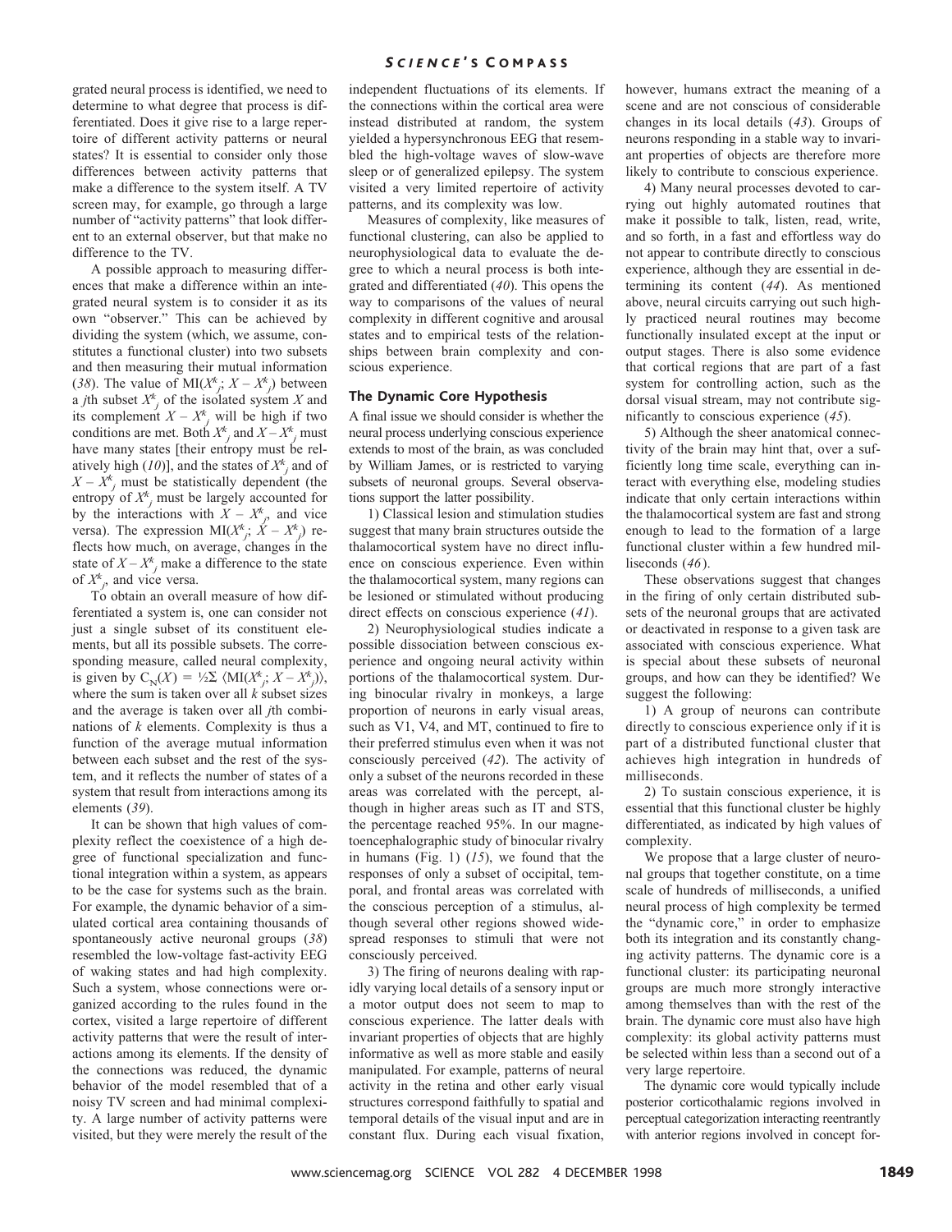grated neural process is identified, we need to determine to what degree that process is differentiated. Does it give rise to a large repertoire of different activity patterns or neural states? It is essential to consider only those differences between activity patterns that make a difference to the system itself. A TV screen may, for example, go through a large number of "activity patterns" that look different to an external observer, but that make no difference to the TV.

A possible approach to measuring differences that make a difference within an integrated neural system is to consider it as its own "observer." This can be achieved by dividing the system (which, we assume, constitutes a functional cluster) into two subsets and then measuring their mutual information (*38*). The value of $\mathrm{MI}(X^k_j; X - X^k_j)$ between a $j$th subset $X^k_j$ of the isolated system $X$ and its complement $X - X^k_j$ will be high if two conditions are met. Both $X^k_j$ and $X - X^k_j$ must have many states [their entropy must be relatively high (*10*)], and the states of $X^k_j$ and of $X - X^k_j$ must be statistically dependent (the entropy of $X^k_j$ must be largely accounted for by the interactions with $X - X^k_j$, and vice versa). The expression $\mathrm{MI}(X^k_j; X - X^k_j)$ reflects how much, on average, changes in the state of $X - X^k_j$ make a difference to the state of $X^k_j$, and vice versa.

To obtain an overall measure of how differentiated a system is, one can consider not just a single subset of its constituent elements, but all its possible subsets. The corresponding measure, called neural complexity, is given by $C_N(X) = \frac{1}{2}\Sigma \langle \mathrm{MI}(X^k_j; X - X^k_j) \rangle$, where the sum is taken over all $k$ subset sizes and the average is taken over all $j$th combinations of $k$ elements. Complexity is thus a function of the average mutual information between each subset and the rest of the system, and it reflects the number of states of a system that result from interactions among its elements (*39*).

It can be shown that high values of complexity reflect the coexistence of a high degree of functional specialization and functional integration within a system, as appears to be the case for systems such as the brain. For example, the dynamic behavior of a simulated cortical area containing thousands of spontaneously active neuronal groups (*38*) resembled the low-voltage fast-activity EEG of waking states and had high complexity. Such a system, whose connections were organized according to the rules found in the cortex, visited a large repertoire of different activity patterns that were the result of interactions among its elements. If the density of the connections was reduced, the dynamic behavior of the model resembled that of a noisy TV screen and had minimal complexity. A large number of activity patterns were visited, but they were merely the result of the independent fluctuations of its elements. If the connections within the cortical area were instead distributed at random, the system yielded a hypersynchronous EEG that resembled the high-voltage waves of slow-wave sleep or of generalized epilepsy. The system visited a very limited repertoire of activity patterns, and its complexity was low.

Measures of complexity, like measures of functional clustering, can also be applied to neurophysiological data to evaluate the degree to which a neural process is both integrated and differentiated (*40*). This opens the way to comparisons of the values of neural complexity in different cognitive and arousal states and to empirical tests of the relationships between brain complexity and conscious experience.

### The Dynamic Core Hypothesis

A final issue we should consider is whether the neural process underlying conscious experience extends to most of the brain, as was concluded by William James, or is restricted to varying subsets of neuronal groups. Several observations support the latter possibility.

1) Classical lesion and stimulation studies suggest that many brain structures outside the thalamocortical system have no direct influence on conscious experience. Even within the thalamocortical system, many regions can be lesioned or stimulated without producing direct effects on conscious experience (*41*).

2) Neurophysiological studies indicate a possible dissociation between conscious experience and ongoing neural activity within portions of the thalamocortical system. During binocular rivalry in monkeys, a large proportion of neurons in early visual areas, such as V1, V4, and MT, continued to fire to their preferred stimulus even when it was not consciously perceived (*42*). The activity of only a subset of the neurons recorded in these areas was correlated with the percept, although in higher areas such as IT and STS, the percentage reached 95%. In our magnetoencephalographic study of binocular rivalry in humans (Fig. 1) (*15*), we found that the responses of only a subset of occipital, temporal, and frontal areas was correlated with the conscious perception of a stimulus, although several other regions showed widespread responses to stimuli that were not consciously perceived.

3) The firing of neurons dealing with rapidly varying local details of a sensory input or a motor output does not seem to map to conscious experience. The latter deals with invariant properties of objects that are highly informative as well as more stable and easily manipulated. For example, patterns of neural activity in the retina and other early visual structures correspond faithfully to spatial and temporal details of the visual input and are in constant flux. During each visual fixation, however, humans extract the meaning of a scene and are not conscious of considerable changes in its local details (*43*). Groups of neurons responding in a stable way to invariant properties of objects are therefore more likely to contribute to conscious experience.

4) Many neural processes devoted to carrying out highly automated routines that make it possible to talk, listen, read, write, and so forth, in a fast and effortless way do not appear to contribute directly to conscious experience, although they are essential in determining its content (*44*). As mentioned above, neural circuits carrying out such highly practiced neural routines may become functionally insulated except at the input or output stages. There is also some evidence that cortical regions that are part of a fast system for controlling action, such as the dorsal visual stream, may not contribute significantly to conscious experience (*45*).

5) Although the sheer anatomical connectivity of the brain may hint that, over a sufficiently long time scale, everything can interact with everything else, modeling studies indicate that only certain interactions within the thalamocortical system are fast and strong enough to lead to the formation of a large functional cluster within a few hundred milliseconds (*46*).

These observations suggest that changes in the firing of only certain distributed subsets of the neuronal groups that are activated or deactivated in response to a given task are associated with conscious experience. What is special about these subsets of neuronal groups, and how can they be identified? We suggest the following:

1) A group of neurons can contribute directly to conscious experience only if it is part of a distributed functional cluster that achieves high integration in hundreds of milliseconds.

2) To sustain conscious experience, it is essential that this functional cluster be highly differentiated, as indicated by high values of complexity.

We propose that a large cluster of neuronal groups that together constitute, on a time scale of hundreds of milliseconds, a unified neural process of high complexity be termed the "dynamic core," in order to emphasize both its integration and its constantly changing activity patterns. The dynamic core is a functional cluster: its participating neuronal groups are much more strongly interactive among themselves than with the rest of the brain. The dynamic core must also have high complexity: its global activity patterns must be selected within less than a second out of a very large repertoire.

The dynamic core would typically include posterior corticothalamic regions involved in perceptual categorization interacting reentrantly with anterior regions involved in concept for-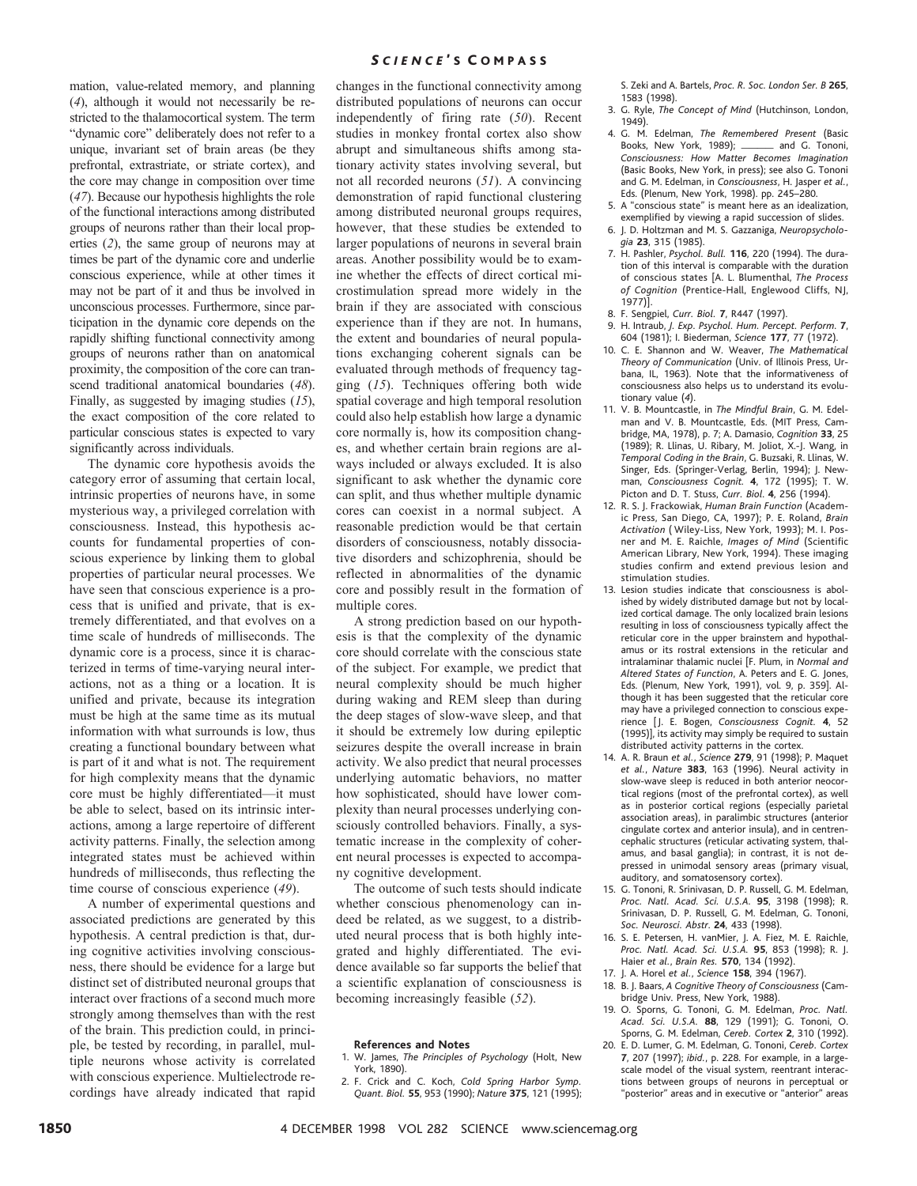mation, value-related memory, and planning (*4*), although it would not necessarily be restricted to the thalamocortical system. The term "dynamic core" deliberately does not refer to a unique, invariant set of brain areas (be they prefrontal, extrastriate, or striate cortex), and the core may change in composition over time (*47*). Because our hypothesis highlights the role of the functional interactions among distributed groups of neurons rather than their local properties (*2*), the same group of neurons may at times be part of the dynamic core and underlie conscious experience, while at other times it may not be part of it and thus be involved in unconscious processes. Furthermore, since participation in the dynamic core depends on the rapidly shifting functional connectivity among groups of neurons rather than on anatomical proximity, the composition of the core can transcend traditional anatomical boundaries (*48*). Finally, as suggested by imaging studies (*15*), the exact composition of the core related to particular conscious states is expected to vary significantly across individuals.

The dynamic core hypothesis avoids the category error of assuming that certain local, intrinsic properties of neurons have, in some mysterious way, a privileged correlation with consciousness. Instead, this hypothesis accounts for fundamental properties of conscious experience by linking them to global properties of particular neural processes. We have seen that conscious experience is a process that is unified and private, that is extremely differentiated, and that evolves on a time scale of hundreds of milliseconds. The dynamic core is a process, since it is characterized in terms of time-varying neural interactions, not as a thing or a location. It is unified and private, because its integration must be high at the same time as its mutual information with what surrounds is low, thus creating a functional boundary between what is part of it and what is not. The requirement for high complexity means that the dynamic core must be highly differentiated—it must be able to select, based on its intrinsic interactions, among a large repertoire of different activity patterns. Finally, the selection among integrated states must be achieved within hundreds of milliseconds, thus reflecting the time course of conscious experience (*49*).

A number of experimental questions and associated predictions are generated by this hypothesis. A central prediction is that, during cognitive activities involving consciousness, there should be evidence for a large but distinct set of distributed neuronal groups that interact over fractions of a second much more strongly among themselves than with the rest of the brain. This prediction could, in principle, be tested by recording, in parallel, multiple neurons whose activity is correlated with conscious experience. Multielectrode recordings have already indicated that rapid changes in the functional connectivity among distributed populations of neurons can occur independently of firing rate (*50*). Recent studies in monkey frontal cortex also show abrupt and simultaneous shifts among stationary activity states involving several, but not all recorded neurons (*51*). A convincing demonstration of rapid functional clustering among distributed neuronal groups requires, however, that these studies be extended to larger populations of neurons in several brain areas. Another possibility would be to examine whether the effects of direct cortical microstimulation spread more widely in the brain if they are associated with conscious experience than if they are not. In humans, the extent and boundaries of neural populations exchanging coherent signals can be evaluated through methods of frequency tagging (*15*). Techniques offering both wide spatial coverage and high temporal resolution could also help establish how large a dynamic core normally is, how its composition changes, and whether certain brain regions are always included or always excluded. It is also significant to ask whether the dynamic core can split, and thus whether multiple dynamic cores can coexist in a normal subject. A reasonable prediction would be that certain disorders of consciousness, notably dissociative disorders and schizophrenia, should be reflected in abnormalities of the dynamic core and possibly result in the formation of multiple cores.

A strong prediction based on our hypothesis is that the complexity of the dynamic core should correlate with the conscious state of the subject. For example, we predict that neural complexity should be much higher during waking and REM sleep than during the deep stages of slow-wave sleep, and that it should be extremely low during epileptic seizures despite the overall increase in brain activity. We also predict that neural processes underlying automatic behaviors, no matter how sophisticated, should have lower complexity than neural processes underlying consciously controlled behaviors. Finally, a systematic increase in the complexity of coherent neural processes is expected to accompany cognitive development.

The outcome of such tests should indicate whether conscious phenomenology can indeed be related, as we suggest, to a distributed neural process that is both highly integrated and highly differentiated. The evidence available so far supports the belief that a scientific explanation of consciousness is becoming increasingly feasible (*52*).

### References and Notes

1. W. James, *The Principles of Psychology* (Holt, New York, 1890).
2. F. Crick and C. Koch, *Cold Spring Harbor Symp. Quant. Biol.* **55**, 953 (1990); *Nature* **375**, 121 (1995); S. Zeki and A. Bartels, *Proc. R. Soc. London Ser. B* **265**, 1583 (1998).
3. G. Ryle, *The Concept of Mind* (Hutchinson, London, 1949).
4. G. M. Edelman, *The Remembered Present* (Basic Books, New York, 1989); ——— and G. Tononi, *Consciousness: How Matter Becomes Imagination* (Basic Books, New York, in press); see also G. Tononi and G. M. Edelman, in *Consciousness*, H. Jasper *et al.*, Eds. (Plenum, New York, 1998). pp. 245–280.
5. A "conscious state" is meant here as an idealization, exemplified by viewing a rapid succession of slides.
6. J. D. Holtzman and M. S. Gazzaniga, *Neuropsychologia* **23**, 315 (1985).
7. H. Pashler, *Psychol. Bull.* **116**, 220 (1994). The duration of this interval is comparable with the duration of conscious states [A. L. Blumenthal, *The Process of Cognition* (Prentice-Hall, Englewood Cliffs, NJ, 1977)].
8. F. Sengpiel, *Curr. Biol.* **7**, R447 (1997).
9. H. Intraub, *J. Exp. Psychol. Hum. Percept. Perform.* **7**, 604 (1981); I. Biederman, *Science* **177**, 77 (1972).
10. C. E. Shannon and W. Weaver, *The Mathematical Theory of Communication* (Univ. of Illinois Press, Urbana, IL, 1963). Note that the informativeness of consciousness also helps us to understand its evolutionary value (*4*).
11. V. B. Mountcastle, in *The Mindful Brain*, G. M. Edelman and V. B. Mountcastle, Eds. (MIT Press, Cambridge, MA, 1978), p. 7; A. Damasio, *Cognition* **33**, 25 (1989); R. Llinas, U. Ribary, M. Joliot, X.-J. Wang, in *Temporal Coding in the Brain*, G. Buzsaki, R. Llinas, W. Singer, Eds. (Springer-Verlag, Berlin, 1994); J. Newman, *Consciousness Cognit.* **4**, 172 (1995); T. W. Picton and D. T. Stuss, *Curr. Biol.* **4**, 256 (1994).
12. R. S. J. Frackowiak, *Human Brain Function* (Academic Press, San Diego, CA, 1997); P. E. Roland, *Brain Activation* (Wiley-Liss, New York, 1993); M. I. Posner and M. E. Raichle, *Images of Mind* (Scientific American Library, New York, 1994). These imaging studies confirm and extend previous lesion and stimulation studies.
13. Lesion studies indicate that consciousness is abolished by widely distributed damage but not by localized cortical damage. The only localized brain lesions resulting in loss of consciousness typically affect the reticular core in the upper brainstem and hypothalamus or its rostral extensions in the reticular and intralaminar thalamic nuclei [F. Plum, in *Normal and Altered States of Function*, A. Peters and E. G. Jones, Eds. (Plenum, New York, 1991), vol. 9, p. 359]. Although it has been suggested that the reticular core may have a privileged connection to conscious experience [J. E. Bogen, *Consciousness Cognit.* **4**, 52 (1995)], its activity may simply be required to sustain distributed activity patterns in the cortex.
14. A. R. Braun *et al.*, *Science* **279**, 91 (1998); P. Maquet *et al.*, *Nature* **383**, 163 (1996). Neural activity in slow-wave sleep is reduced in both anterior neocortical regions (most of the prefrontal cortex), as well as in posterior cortical regions (especially parietal association areas), in paralimbic structures (anterior cingulate cortex and anterior insula), and in centrencephalic structures (reticular activating system, thalamus, and basal ganglia); in contrast, it is not depressed in unimodal sensory areas (primary visual, auditory, and somatosensory cortex).
15. G. Tononi, R. Srinivasan, D. P. Russell, G. M. Edelman, *Proc. Natl. Acad. Sci. U.S.A.* **95**, 3198 (1998); R. Srinivasan, D. P. Russell, G. M. Edelman, G. Tononi, *Soc. Neurosci. Abstr.* **24**, 433 (1998).
16. S. E. Petersen, H. vanMier, J. A. Fiez, M. E. Raichle, *Proc. Natl. Acad. Sci. U.S.A.* **95**, 853 (1998); R. J. Haier *et al.*, *Brain Res.* **570**, 134 (1992).
17. J. A. Horel *et al.*, *Science* **158**, 394 (1967).
18. B. J. Baars, *A Cognitive Theory of Consciousness* (Cambridge Univ. Press, New York, 1988).
19. O. Sporns, G. Tononi, G. M. Edelman, *Proc. Natl. Acad. Sci. U.S.A.* **88**, 129 (1991); G. Tononi, O. Sporns, G. M. Edelman, *Cereb. Cortex* **2**, 310 (1992).
20. E. D. Lumer, G. M. Edelman, G. Tononi, *Cereb. Cortex* **7**, 207 (1997); *ibid.*, p. 228. For example, in a large-scale model of the visual system, reentrant interactions between groups of neurons in perceptual or "posterior" areas and in executive or "anterior" areas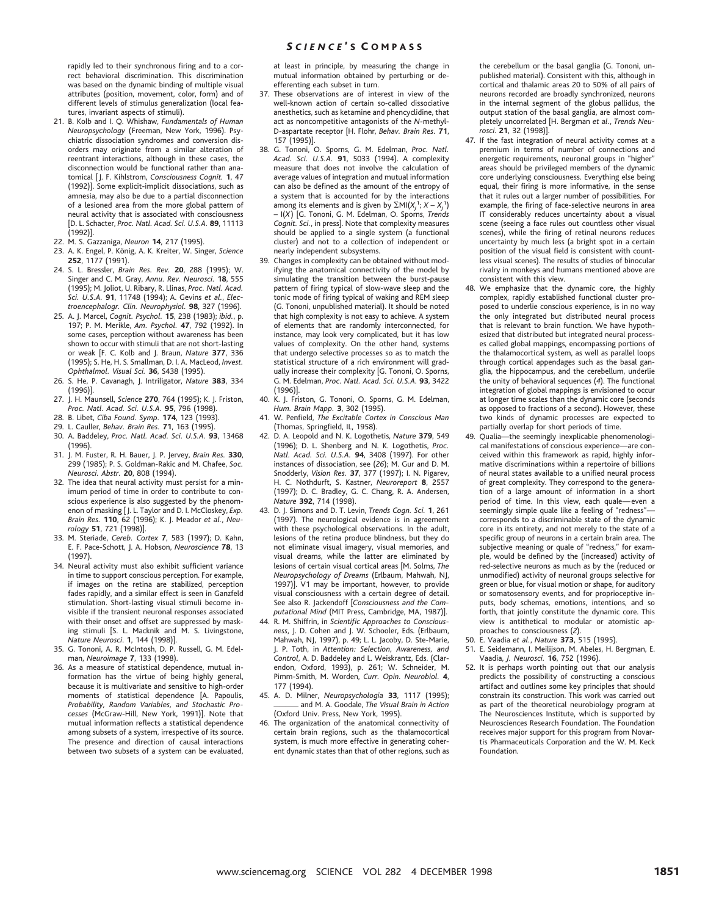rapidly led to their synchronous firing and to a correct behavioral discrimination. This discrimination was based on the dynamic binding of multiple visual attributes (position, movement, color, form) and of different levels of stimulus generalization (local features, invariant aspects of stimuli).

21. B. Kolb and I. Q. Whishaw, *Fundamentals of Human Neuropsychology* (Freeman, New York, 1996). Psychiatric dissociation syndromes and conversion disorders may originate from a similar alteration of reentrant interactions, although in these cases, the disconnection would be functional rather than anatomical [J. F. Kihlstrom, *Consciousness Cognit.* **1**, 47 (1992)]. Some explicit-implicit dissociations, such as amnesia, may also be due to a partial disconnection of a lesioned area from the more global pattern of neural activity that is associated with consciousness [D. L. Schacter, *Proc. Natl. Acad. Sci. U.S.A.* **89**, 11113 (1992)].
22. M. S. Gazzaniga, *Neuron* **14**, 217 (1995).
23. A. K. Engel, P. König, A. K. Kreiter, W. Singer, *Science* **252**, 1177 (1991).
24. S. L. Bressler, *Brain Res. Rev.* **20**, 288 (1995); W. Singer and C. M. Gray, *Annu. Rev. Neurosci.* **18**, 555 (1995); M. Joliot, U. Ribary, R. Llinas, *Proc. Natl. Acad. Sci. U.S.A.* **91**, 11748 (1994); A. Gevins *et al.*, *Electroencephalogr. Clin. Neurophysiol.* **98**, 327 (1996).
25. A. J. Marcel, *Cognit. Psychol.* **15**, 238 (1983); *ibid.*, p. 197; P. M. Merikle, *Am. Psychol.* **47**, 792 (1992). In some cases, perception without awareness has been shown to occur with stimuli that are not short-lasting or weak [F. C. Kolb and J. Braun, *Nature* **377**, 336 (1995); S. He, H. S. Smallman, D. I. A. MacLeod, *Invest. Ophthalmol. Visual Sci.* **36**, S438 (1995).
26. S. He, P. Cavanagh, J. Intriligator, *Nature* **383**, 334 (1996)].
27. J. H. Maunsell, *Science* **270**, 764 (1995); K. J. Friston, *Proc. Natl. Acad. Sci. U.S.A.* **95**, 796 (1998).
28. B. Libet, *Ciba Found. Symp.* **174**, 123 (1993).
29. L. Cauller, *Behav. Brain Res.* **71**, 163 (1995).
30. A. Baddeley, *Proc. Natl. Acad. Sci. U.S.A.* **93**, 13468 (1996).
31. J. M. Fuster, R. H. Bauer, J. P. Jervey, *Brain Res.* **330**, 299 (1985); P. S. Goldman-Rakic and M. Chafee, *Soc. Neurosci. Abstr.* **20**, 808 (1994).
32. The idea that neural activity must persist for a minimum period of time in order to contribute to conscious experience is also suggested by the phenomenon of masking [J. L. Taylor and D. I. McCloskey, *Exp. Brain Res.* **110**, 62 (1996); K. J. Meador *et al.*, *Neurology* **51**, 721 (1998)].
33. M. Steriade, *Cereb. Cortex* **7**, 583 (1997); D. Kahn, E. F. Pace-Schott, J. A. Hobson, *Neuroscience* **78**, 13 (1997).
34. Neural activity must also exhibit sufficient variance in time to support conscious perception. For example, if images on the retina are stabilized, perception fades rapidly, and a similar effect is seen in Ganzfeld stimulation. Short-lasting visual stimuli become invisible if the transient neuronal responses associated with their onset and offset are suppressed by masking stimuli [S. L. Macknik and M. S. Livingstone, *Nature Neurosci.* **1**, 144 (1998)].
35. G. Tononi, A. R. McIntosh, D. P. Russell, G. M. Edelman, *Neuroimage* **7**, 133 (1998).
36. As a measure of statistical dependence, mutual information has the virtue of being highly general, because it is multivariate and sensitive to high-order moments of statistical dependence [A. Papoulis, *Probability, Random Variables, and Stochastic Processes* (McGraw-Hill, New York, 1991)]. Note that mutual information reflects a statistical dependence among subsets of a system, irrespective of its source. The presence and direction of causal interactions between two subsets of a system can be evaluated, at least in principle, by measuring the change in mutual information obtained by perturbing or deefferenting each subset in turn.
37. These observations are of interest in view of the well-known action of certain so-called dissociative anesthetics, such as ketamine and phencyclidine, that act as noncompetitive antagonists of the *N*-methyl-D-aspartate receptor [H. Flohr, *Behav. Brain Res.* **71**, 157 (1995)].
38. G. Tononi, O. Sporns, G. M. Edelman, *Proc. Natl. Acad. Sci. U.S.A.* **91**, 5033 (1994). A complexity measure that does not involve the calculation of average values of integration and mutual information can also be defined as the amount of the entropy of a system that is accounted for by the interactions among its elements and is given by $\Sigma \mathrm{MI}(X_j^1; X - X_j^1) - \mathrm{I}(X)$ [G. Tononi, G. M. Edelman, O. Sporns, *Trends Cognit. Sci.*, in press]. Note that complexity measures should be applied to a single system (a functional cluster) and not to a collection of independent or nearly independent subsystems.
39. Changes in complexity can be obtained without modifying the anatomical connectivity of the model by simulating the transition between the burst-pause pattern of firing typical of slow-wave sleep and the tonic mode of firing typical of waking and REM sleep (G. Tononi, unpublished material). It should be noted that high complexity is not easy to achieve. A system of elements that are randomly interconnected, for instance, may look very complicated, but it has low values of complexity. On the other hand, systems that undergo selective processes so as to match the statistical structure of a rich environment will gradually increase their complexity [G. Tononi, O. Sporns, G. M. Edelman, *Proc. Natl. Acad. Sci. U.S.A.* **93**, 3422 (1996)].
40. K. J. Friston, G. Tononi, O. Sporns, G. M. Edelman, *Hum. Brain Mapp.* **3**, 302 (1995).
41. W. Penfield, *The Excitable Cortex in Conscious Man* (Thomas, Springfield, IL, 1958).
42. D. A. Leopold and N. K. Logothetis, *Nature* **379**, 549 (1996); D. L. Shenberg and N. K. Logothetis, *Proc. Natl. Acad. Sci. U.S.A.* **94**, 3408 (1997). For other instances of dissociation, see (*26*); M. Gur and D. M. Snodderly, *Vision Res.* **37**, 377 (1997); I. N. Pigarev, H. C. Nothdurft, S. Kastner, *Neuroreport* **8**, 2557 (1997); D. C. Bradley, G. C. Chang, R. A. Andersen, *Nature* **392**, 714 (1998).
43. D. J. Simons and D. T. Levin, *Trends Cogn. Sci.* **1**, 261 (1997). The neurological evidence is in agreement with these psychological observations. In the adult, lesions of the retina produce blindness, but they do not eliminate visual imagery, visual memories, and visual dreams, while the latter are eliminated by lesions of certain visual cortical areas [M. Solms, *The Neuropsychology of Dreams* (Erlbaum, Mahwah, NJ, 1997)]. V1 may be important, however, to provide visual consciousness with a certain degree of detail. See also R. Jackendoff [*Consciousness and the Computational Mind* (MIT Press, Cambridge, MA, 1987)].
44. R. M. Shiffrin, in *Scientific Approaches to Consciousness*, J. D. Cohen and J. W. Schooler, Eds. (Erlbaum, Mahwah, NJ, 1997), p. 49; L. L. Jacoby, D. Ste-Marie, J. P. Toth, in *Attention: Selection, Awareness, and Control*, A. D. Baddeley and L. Weiskrantz, Eds. (Clarendon, Oxford, 1993), p. 261; W. Schneider, M. Pimm-Smith, M. Worden, *Curr. Opin. Neurobiol.* **4**, 177 (1994).
45. A. D. Milner, *Neuropsychologia* **33**, 1117 (1995); _______ and M. A. Goodale, *The Visual Brain in Action* (Oxford Univ. Press, New York, 1995).
46. The organization of the anatomical connectivity of certain brain regions, such as the thalamocortical system, is much more effective in generating coherent dynamic states than that of other regions, such as the cerebellum or the basal ganglia (G. Tononi, unpublished material). Consistent with this, although in cortical and thalamic areas 20 to 50% of all pairs of neurons recorded are broadly synchronized, neurons in the internal segment of the globus pallidus, the output station of the basal ganglia, are almost completely uncorrelated [H. Bergman *et al.*, *Trends Neurosci.* **21**, 32 (1998)].
47. If the fast integration of neural activity comes at a premium in terms of number of connections and energetic requirements, neuronal groups in "higher" areas should be privileged members of the dynamic core underlying consciousness. Everything else being equal, their firing is more informative, in the sense that it rules out a larger number of possibilities. For example, the firing of face-selective neurons in area IT considerably reduces uncertainty about a visual scene (seeing a face rules out countless other visual scenes), while the firing of retinal neurons reduces uncertainty by much less (a bright spot in a certain position of the visual field is consistent with countless visual scenes). The results of studies of binocular rivalry in monkeys and humans mentioned above are consistent with this view.
48. We emphasize that the dynamic core, the highly complex, rapidly established functional cluster proposed to underlie conscious experience, is in no way the only integrated but distributed neural process that is relevant to brain function. We have hypothesized that distributed but integrated neural processes called global mappings, encompassing portions of the thalamocortical system, as well as parallel loops through cortical appendages such as the basal ganglia, the hippocampus, and the cerebellum, underlie the unity of behavioral sequences (*4*). The functional integration of global mappings is envisioned to occur at longer time scales than the dynamic core (seconds as opposed to fractions of a second). However, these two kinds of dynamic processes are expected to partially overlap for short periods of time.
49. Qualia—the seemingly inexplicable phenomenological manifestations of conscious experience—are conceived within this framework as rapid, highly informative discriminations within a repertoire of billions of neural states available to a unified neural process of great complexity. They correspond to the generation of a large amount of information in a short period of time. In this view, each quale—even a seemingly simple quale like a feeling of "redness"—corresponds to a discriminable state of the dynamic core in its entirety, and not merely to the state of a specific group of neurons in a certain brain area. The subjective meaning or quale of "redness," for example, would be defined by the (increased) activity of red-selective neurons as much as by the (reduced or unmodified) activity of neuronal groups selective for green or blue, for visual motion or shape, for auditory or somatosensory events, and for proprioceptive inputs, body schemas, emotions, intentions, and so forth, that jointly constitute the dynamic core. This view is antithetical to modular or atomistic approaches to consciousness (*2*).
50. E. Vaadia *et al.*, *Nature* **373**, 515 (1995).
51. E. Seidemann, I. Meilijson, M. Abeles, H. Bergman, E. Vaadia, *J. Neurosci.* **16**, 752 (1996).
52. It is perhaps worth pointing out that our analysis predicts the possibility of constructing a conscious artifact and outlines some key principles that should constrain its construction. This work was carried out as part of the theoretical neurobiology program at The Neurosciences Institute, which is supported by Neurosciences Research Foundation. The Foundation receives major support for this program from Novartis Pharmaceuticals Corporation and the W. M. Keck Foundation.